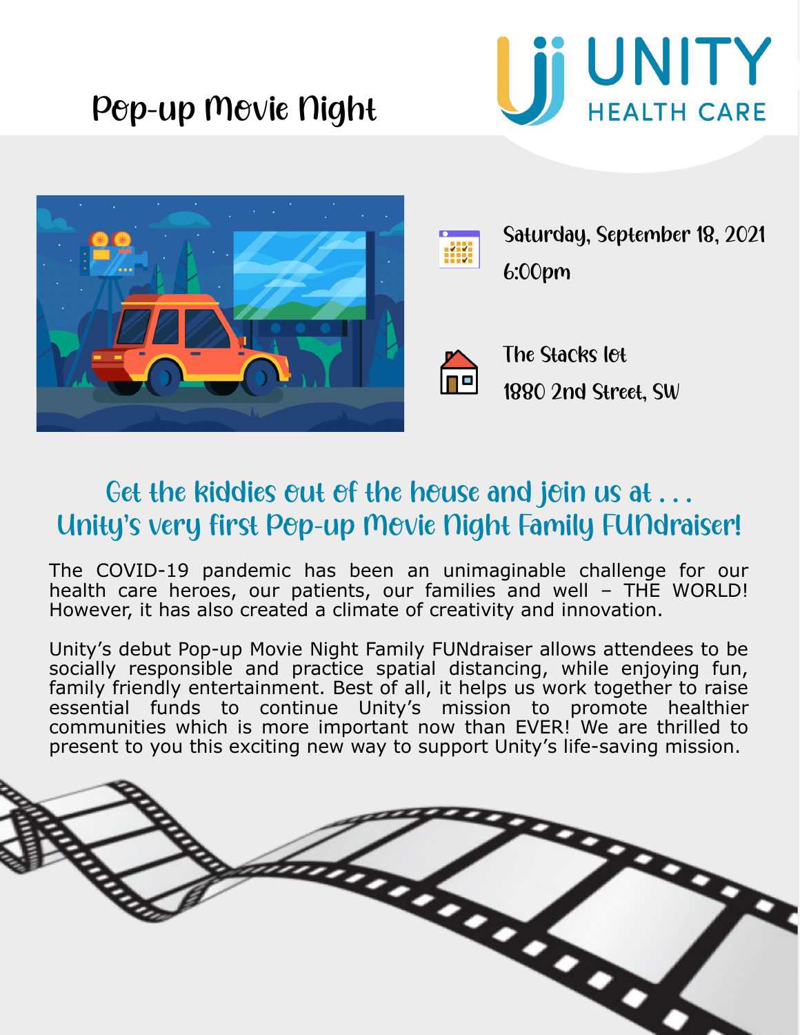# Pop-up Movie Night

UNITY HEALTH CARE

Saturday, September 18, 2021

6:00pm

The Stacks lot

1880 2nd Street, SW

## Get the kiddies out of the house and join us at . . .
## Unity's very first Pop-up Movie Night Family FUNdraiser!

The COVID-19 pandemic has been an unimaginable challenge for our health care heroes, our patients, our families and well – THE WORLD! However, it has also created a climate of creativity and innovation.

Unity's debut Pop-up Movie Night Family FUNdraiser allows attendees to be socially responsible and practice spatial distancing, while enjoying fun, family friendly entertainment. Best of all, it helps us work together to raise essential funds to continue Unity's mission to promote healthier communities which is more important now than EVER! We are thrilled to present to you this exciting new way to support Unity's life-saving mission.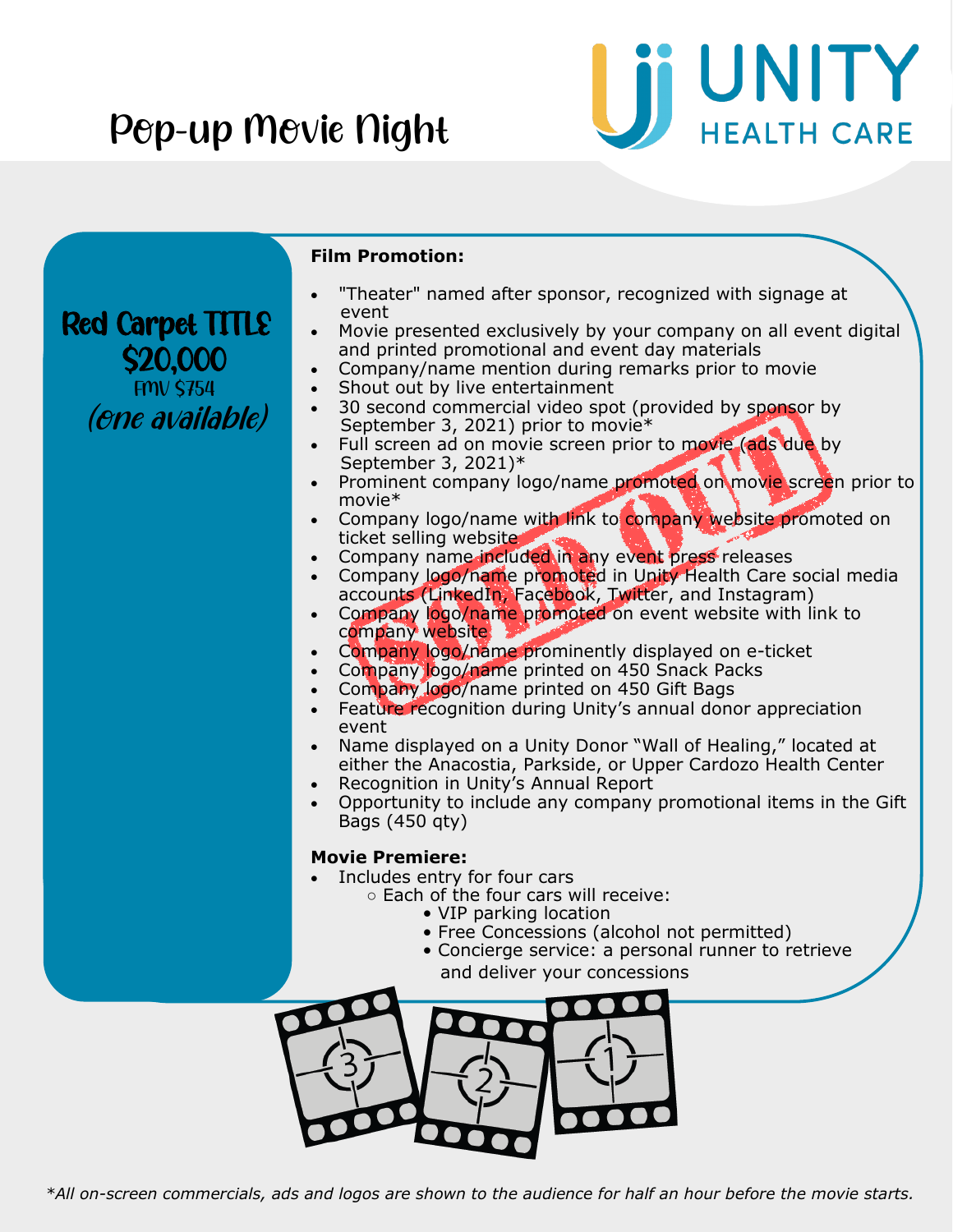# Pop-up Movie Night

**Red Carpet TITLE**
**$20,000**
FMV $754
*(One available)*

SOLD OUT

**Film Promotion:**

- "Theater" named after sponsor, recognized with signage at event
- Movie presented exclusively by your company on all event digital and printed promotional and event day materials
- Company/name mention during remarks prior to movie
- Shout out by live entertainment
- 30 second commercial video spot (provided by sponsor by September 3, 2021) prior to movie*
- Full screen ad on movie screen prior to movie (ads due by September 3, 2021)*
- Prominent company logo/name promoted on movie screen prior to movie*
- Company logo/name with link to company website promoted on ticket selling website
- Company name included in any event press releases
- Company logo/name promoted in Unity Health Care social media accounts (LinkedIn, Facebook, Twitter, and Instagram)
- Company logo/name promoted on event website with link to company website
- Company logo/name prominently displayed on e-ticket
- Company logo/name printed on 450 Snack Packs
- Company logo/name printed on 450 Gift Bags
- Feature recognition during Unity's annual donor appreciation event
- Name displayed on a Unity Donor "Wall of Healing," located at either the Anacostia, Parkside, or Upper Cardozo Health Center
- Recognition in Unity's Annual Report
- Opportunity to include any company promotional items in the Gift Bags (450 qty)

**Movie Premiere:**

- Includes entry for four cars
  - Each of the four cars will receive:
    - VIP parking location
    - Free Concessions (alcohol not permitted)
    - Concierge service: a personal runner to retrieve and deliver your concessions

*\*All on-screen commercials, ads and logos are shown to the audience for half an hour before the movie starts.*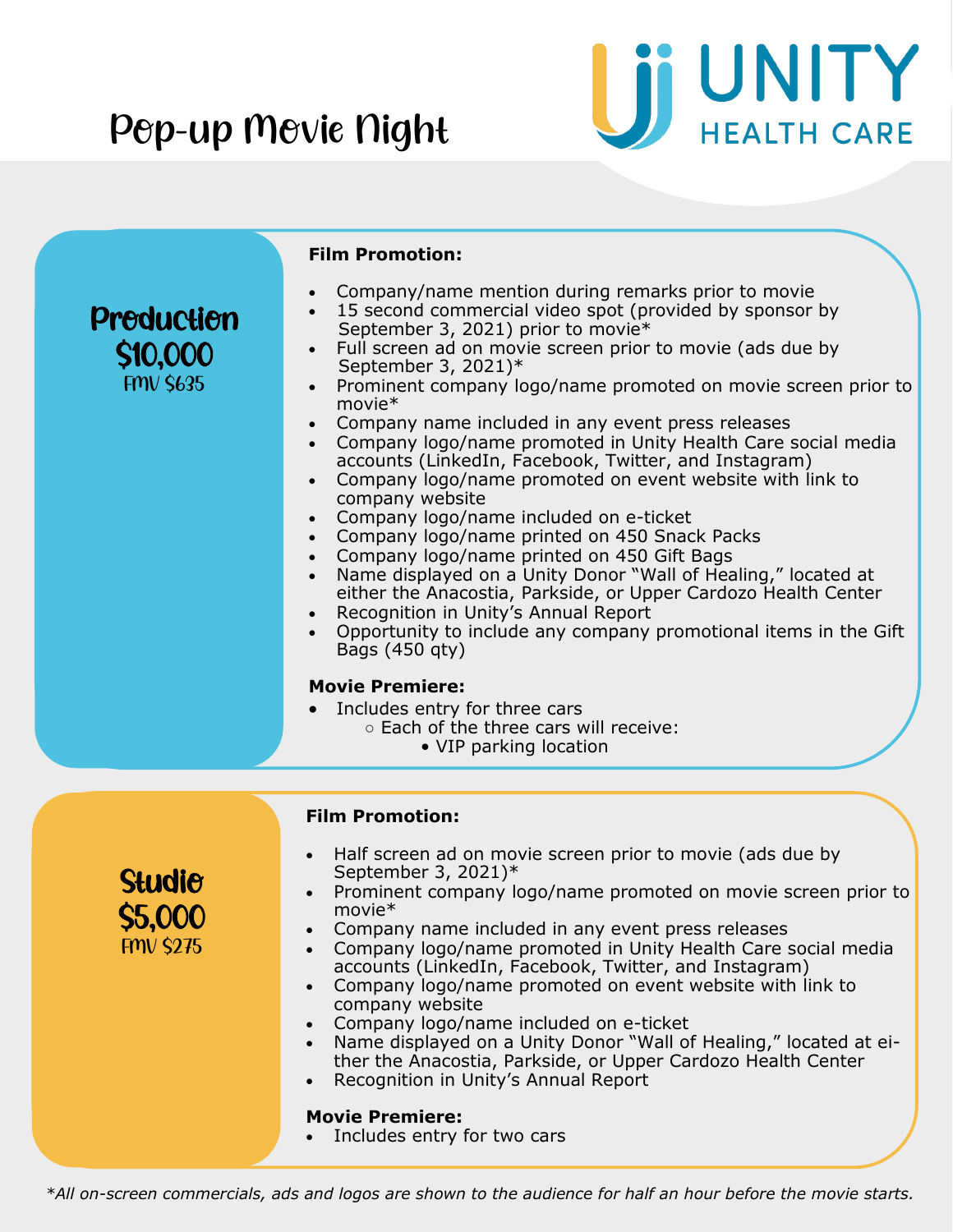# Pop-up Movie Night

UNITY HEALTH CARE

## Production $10,000

FMV $635

**Film Promotion:**

- Company/name mention during remarks prior to movie
- 15 second commercial video spot (provided by sponsor by September 3, 2021) prior to movie*
- Full screen ad on movie screen prior to movie (ads due by September 3, 2021)*
- Prominent company logo/name promoted on movie screen prior to movie*
- Company name included in any event press releases
- Company logo/name promoted in Unity Health Care social media accounts (LinkedIn, Facebook, Twitter, and Instagram)
- Company logo/name promoted on event website with link to company website
- Company logo/name included on e-ticket
- Company logo/name printed on 450 Snack Packs
- Company logo/name printed on 450 Gift Bags
- Name displayed on a Unity Donor "Wall of Healing," located at either the Anacostia, Parkside, or Upper Cardozo Health Center
- Recognition in Unity's Annual Report
- Opportunity to include any company promotional items in the Gift Bags (450 qty)

**Movie Premiere:**

- Includes entry for three cars
  - Each of the three cars will receive:
    - VIP parking location

## Studio $5,000

FMV $275

**Film Promotion:**

- Half screen ad on movie screen prior to movie (ads due by September 3, 2021)*
- Prominent company logo/name promoted on movie screen prior to movie*
- Company name included in any event press releases
- Company logo/name promoted in Unity Health Care social media accounts (LinkedIn, Facebook, Twitter, and Instagram)
- Company logo/name promoted on event website with link to company website
- Company logo/name included on e-ticket
- Name displayed on a Unity Donor "Wall of Healing," located at either the Anacostia, Parkside, or Upper Cardozo Health Center
- Recognition in Unity's Annual Report

**Movie Premiere:**

- Includes entry for two cars

*\*All on-screen commercials, ads and logos are shown to the audience for half an hour before the movie starts.*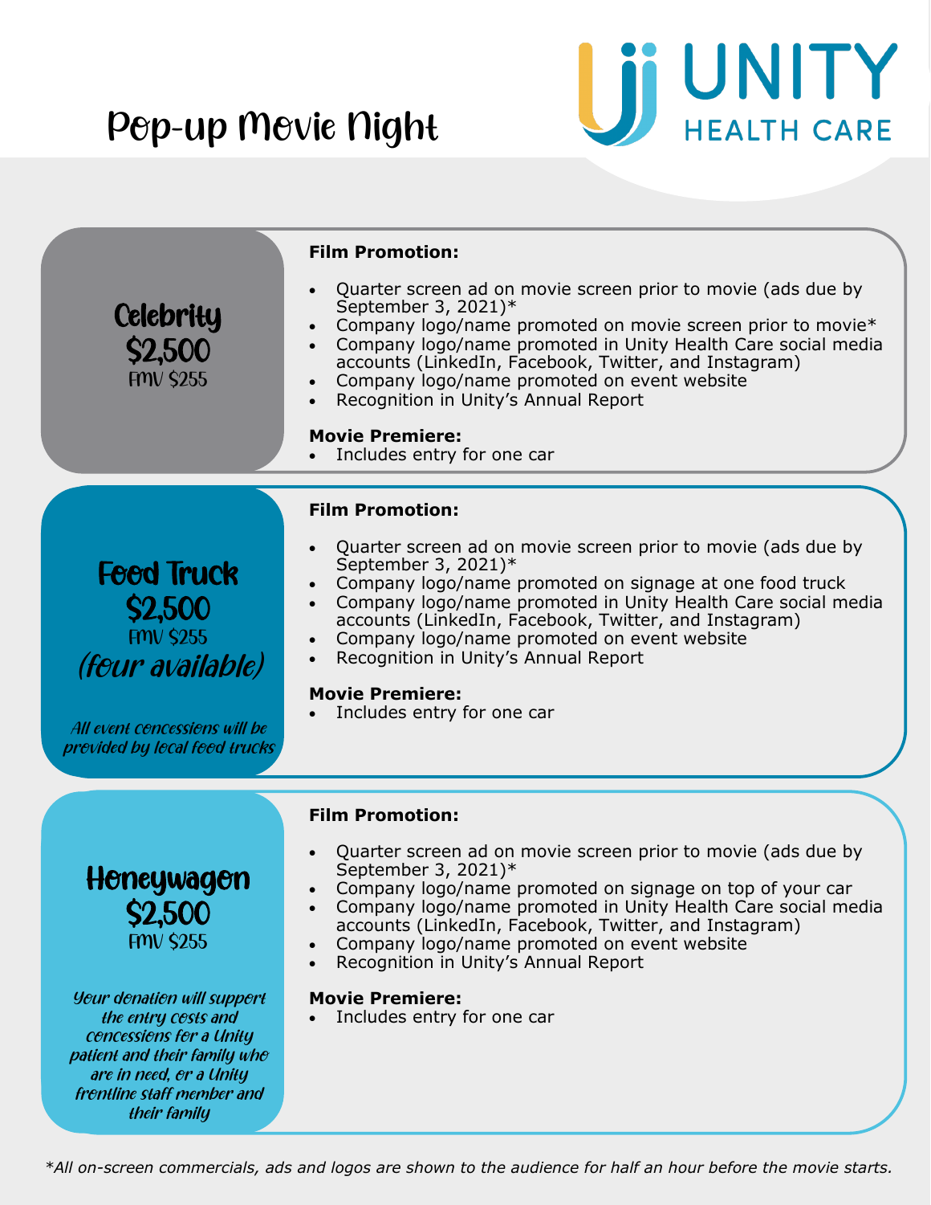# Pop-up Movie Night

UNITY HEALTH CARE

## Celebrity
**$2,500**
FMV $255

**Film Promotion:**

- Quarter screen ad on movie screen prior to movie (ads due by September 3, 2021)*
- Company logo/name promoted on movie screen prior to movie*
- Company logo/name promoted in Unity Health Care social media accounts (LinkedIn, Facebook, Twitter, and Instagram)
- Company logo/name promoted on event website
- Recognition in Unity's Annual Report

**Movie Premiere:**

- Includes entry for one car

## Food Truck
**$2,500**
FMV $255
*(four available)*

*All event concessions will be provided by local food trucks*

**Film Promotion:**

- Quarter screen ad on movie screen prior to movie (ads due by September 3, 2021)*
- Company logo/name promoted on signage at one food truck
- Company logo/name promoted in Unity Health Care social media accounts (LinkedIn, Facebook, Twitter, and Instagram)
- Company logo/name promoted on event website
- Recognition in Unity's Annual Report

**Movie Premiere:**

- Includes entry for one car

## Honeywagon
**$2,500**
FMV $255

*Your donation will support the entry costs and concessions for a Unity patient and their family who are in need, or a Unity frontline staff member and their family*

**Film Promotion:**

- Quarter screen ad on movie screen prior to movie (ads due by September 3, 2021)*
- Company logo/name promoted on signage on top of your car
- Company logo/name promoted in Unity Health Care social media accounts (LinkedIn, Facebook, Twitter, and Instagram)
- Company logo/name promoted on event website
- Recognition in Unity's Annual Report

**Movie Premiere:**

- Includes entry for one car

*\*All on-screen commercials, ads and logos are shown to the audience for half an hour before the movie starts.*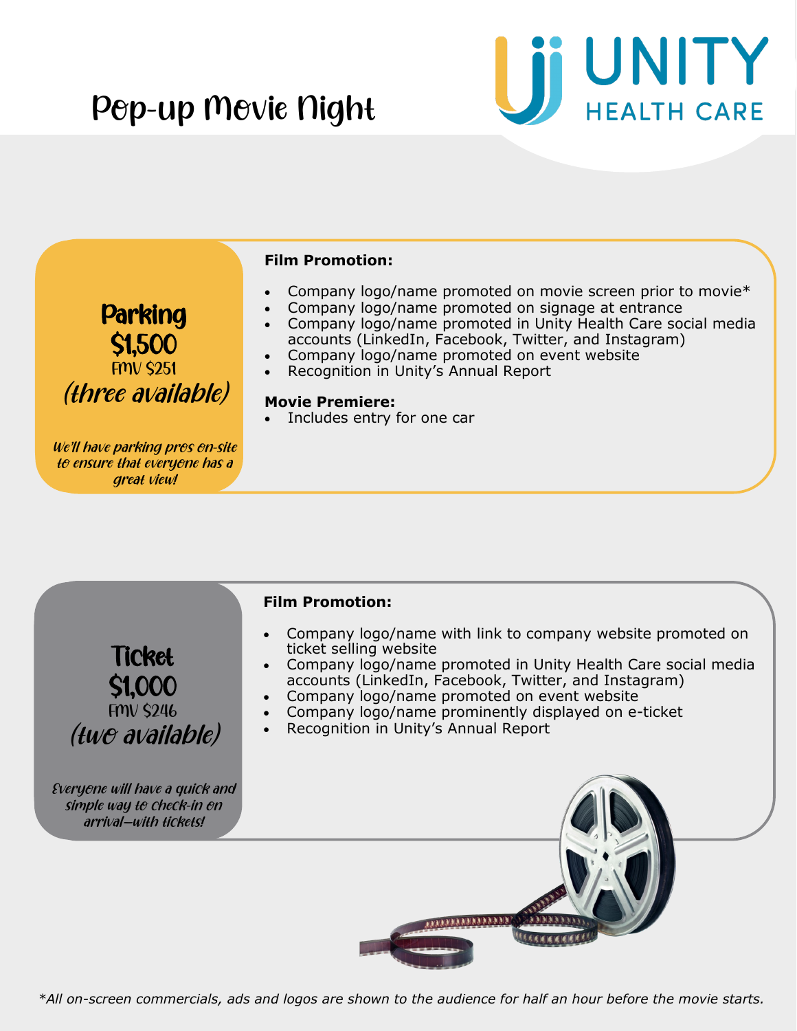# Pop-up Movie Night

UNITY HEALTH CARE

## Parking
## $1,500
FMV $251

*(three available)*

*We'll have parking pros on-site to ensure that everyone has a great view!*

**Film Promotion:**

- Company logo/name promoted on movie screen prior to movie*
- Company logo/name promoted on signage at entrance
- Company logo/name promoted in Unity Health Care social media accounts (LinkedIn, Facebook, Twitter, and Instagram)
- Company logo/name promoted on event website
- Recognition in Unity's Annual Report

**Movie Premiere:**

- Includes entry for one car

## Ticket
## $1,000
FMV $246

*(two available)*

*Everyone will have a quick and simple way to check-in on arrival—with tickets!*

**Film Promotion:**

- Company logo/name with link to company website promoted on ticket selling website
- Company logo/name promoted in Unity Health Care social media accounts (LinkedIn, Facebook, Twitter, and Instagram)
- Company logo/name promoted on event website
- Company logo/name prominently displayed on e-ticket
- Recognition in Unity's Annual Report

*\*All on-screen commercials, ads and logos are shown to the audience for half an hour before the movie starts.*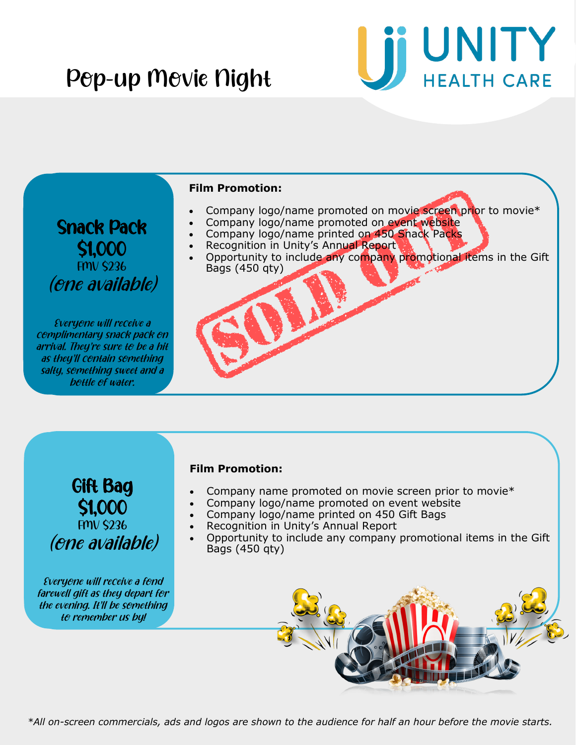# Pop-up Movie Night

UNITY HEALTH CARE

## Snack Pack

**$1,000**

FMV $236

*(one available)*

*Everyone will receive a complimentary snack pack on arrival. They're sure to be a hit as they'll contain something salty, something sweet and a bottle of water.*

**Film Promotion:**

- Company logo/name promoted on movie screen prior to movie*
- Company logo/name promoted on event website
- Company logo/name printed on 450 Snack Packs
- Recognition in Unity's Annual Report
- Opportunity to include any company promotional items in the Gift Bags (450 qty)

SOLD OUT

## Gift Bag

**$1,000**

FMV $236

*(one available)*

*Everyone will receive a fond farewell gift as they depart for the evening. It'll be something to remember us by!*

**Film Promotion:**

- Company name promoted on movie screen prior to movie*
- Company logo/name promoted on event website
- Company logo/name printed on 450 Gift Bags
- Recognition in Unity's Annual Report
- Opportunity to include any company promotional items in the Gift Bags (450 qty)

*\*All on-screen commercials, ads and logos are shown to the audience for half an hour before the movie starts.*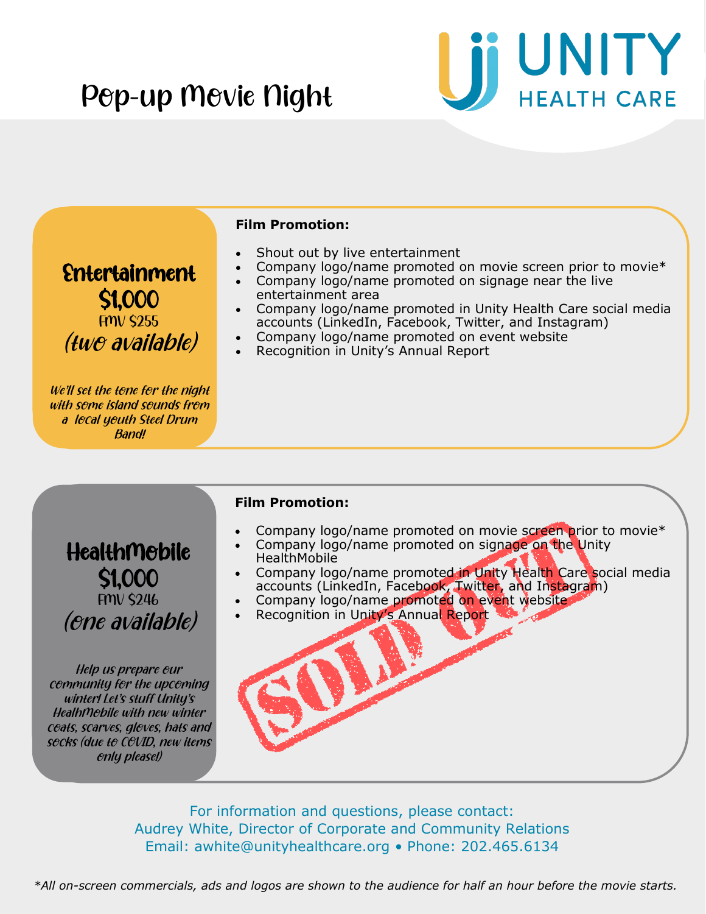# Pop-up Movie Night

UNITY HEALTH CARE

## Entertainment
**$1,000**
FMV $255
*(two available)*

*We'll set the tone for the night with some island sounds from a local youth Steel Drum Band!*

**Film Promotion:**

- Shout out by live entertainment
- Company logo/name promoted on movie screen prior to movie*
- Company logo/name promoted on signage near the live entertainment area
- Company logo/name promoted in Unity Health Care social media accounts (LinkedIn, Facebook, Twitter, and Instagram)
- Company logo/name promoted on event website
- Recognition in Unity's Annual Report

## HealthMobile
**$1,000**
FMV $246
*(one available)*

*Help us prepare our community for the upcoming winter! Let's stuff Unity's HealthMobile with new winter coats, scarves, gloves, hats and socks (due to COVID, new items only please!)*

**Film Promotion:**

- Company logo/name promoted on movie screen prior to movie*
- Company logo/name promoted on signage on the Unity HealthMobile
- Company logo/name promoted in Unity Health Care social media accounts (LinkedIn, Facebook, Twitter, and Instagram)
- Company logo/name promoted on event website
- Recognition in Unity's Annual Report

SOLD OUT

For information and questions, please contact:
Audrey White, Director of Corporate and Community Relations
Email: awhite@unityhealthcare.org • Phone: 202.465.6134

*\*All on-screen commercials, ads and logos are shown to the audience for half an hour before the movie starts.*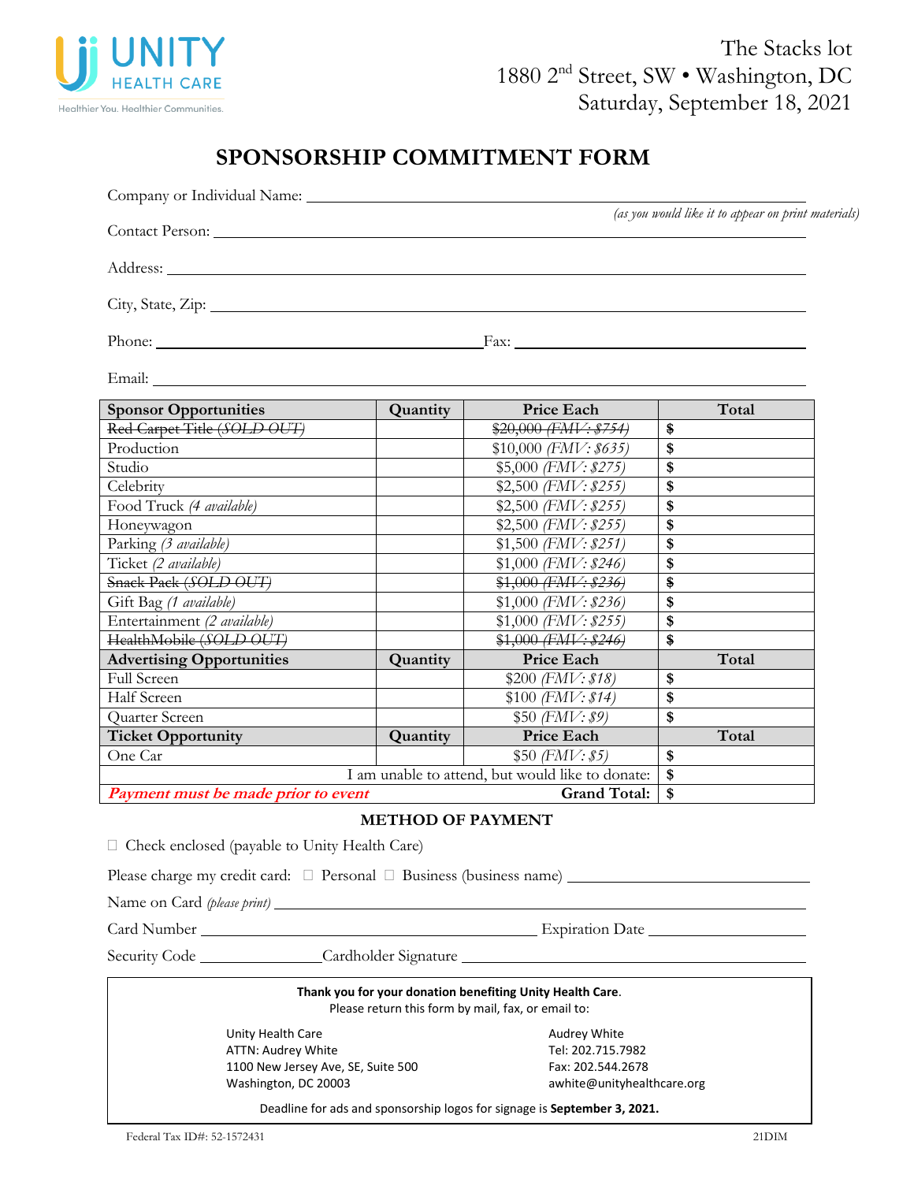UNITY HEALTH CARE
Healthier You. Healthier Communities.

The Stacks lot
1880 2nd Street, SW • Washington, DC
Saturday, September 18, 2021

# SPONSORSHIP COMMITMENT FORM

Company or Individual Name: ______________________________
*(as you would like it to appear on print materials)*

Contact Person: ______________________________

Address: ______________________________

City, State, Zip: ______________________________

Phone: ____________________ Fax: ____________________

Email: ______________________________

| **Sponsor Opportunities** | **Quantity** | **Price Each** | **Total** |
|---|---|---|---|
| ~~Red Carpet Title *(SOLD OUT)*~~ | | ~~$20,000 *(FMV: $754)*~~ | $ |
| Production | | $10,000 *(FMV: $635)* | $ |
| Studio | | $5,000 *(FMV: $275)* | $ |
| Celebrity | | $2,500 *(FMV: $255)* | $ |
| Food Truck *(4 available)* | | $2,500 *(FMV: $255)* | $ |
| Honeywagon | | $2,500 *(FMV: $255)* | $ |
| Parking *(3 available)* | | $1,500 *(FMV: $251)* | $ |
| Ticket *(2 available)* | | $1,000 *(FMV: $246)* | $ |
| ~~Snack Pack *(SOLD OUT)*~~ | | ~~$1,000 *(FMV: $236)*~~ | $ |
| Gift Bag *(1 available)* | | $1,000 *(FMV: $236)* | $ |
| Entertainment *(2 available)* | | $1,000 *(FMV: $255)* | $ |
| ~~HealthMobile *(SOLD OUT)*~~ | | ~~$1,000 *(FMV: $246)*~~ | $ |
| **Advertising Opportunities** | **Quantity** | **Price Each** | **Total** |
| Full Screen | | $200 *(FMV: $18)* | $ |
| Half Screen | | $100 *(FMV: $14)* | $ |
| Quarter Screen | | $50 *(FMV: $9)* | $ |
| **Ticket Opportunity** | **Quantity** | **Price Each** | **Total** |
| One Car | | $50 *(FMV: $5)* | $ |
| | | I am unable to attend, but would like to donate: | $ |
| ***Payment must be made prior to event*** | | **Grand Total:** | $ |

## METHOD OF PAYMENT

☐ Check enclosed (payable to Unity Health Care)

Please charge my credit card: ☐ Personal ☐ Business (business name) ____________________

Name on Card *(please print)* ______________________________

Card Number ____________________ Expiration Date ____________________

Security Code ____________ Cardholder Signature ____________________

**Thank you for your donation benefiting Unity Health Care.**
Please return this form by mail, fax, or email to:

Unity Health Care
ATTN: Audrey White
1100 New Jersey Ave, SE, Suite 500
Washington, DC 20003

Audrey White
Tel: 202.715.7982
Fax: 202.544.2678
awhite@unityhealthcare.org

Deadline for ads and sponsorship logos for signage is **September 3, 2021.**

Federal Tax ID#: 52-1572431

21DIM